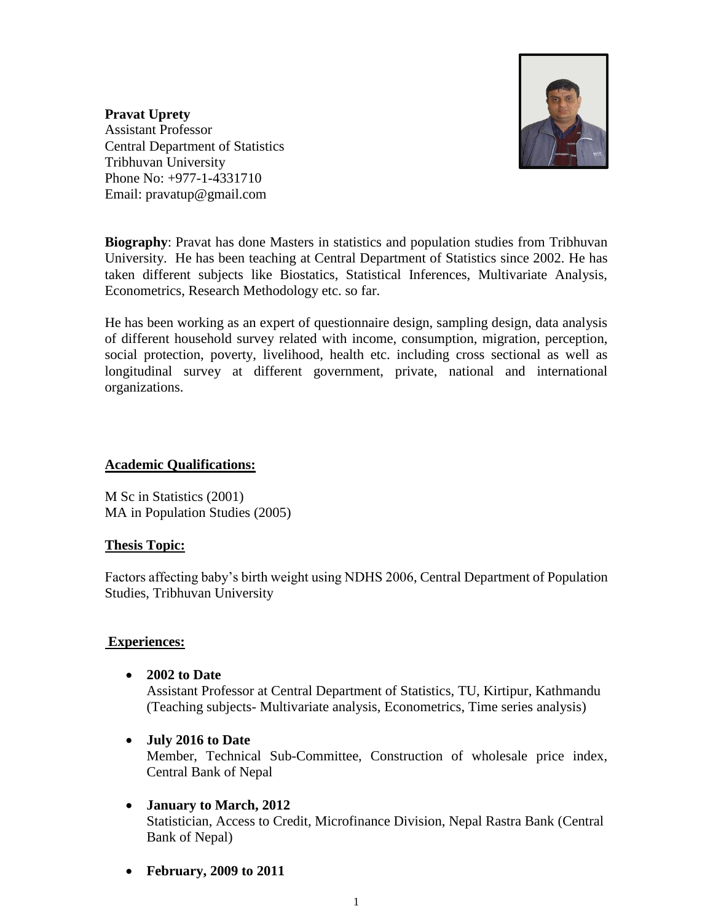**Pravat Uprety**
Assistant Professor
Central Department of Statistics
Tribhuvan University
Phone No: +977-1-4331710
Email: pravatup@gmail.com

**Biography**: Pravat has done Masters in statistics and population studies from Tribhuvan University. He has been teaching at Central Department of Statistics since 2002. He has taken different subjects like Biostatics, Statistical Inferences, Multivariate Analysis, Econometrics, Research Methodology etc. so far.

He has been working as an expert of questionnaire design, sampling design, data analysis of different household survey related with income, consumption, migration, perception, social protection, poverty, livelihood, health etc. including cross sectional as well as longitudinal survey at different government, private, national and international organizations.

## Academic Qualifications:

M Sc in Statistics (2001)
MA in Population Studies (2005)

## Thesis Topic:

Factors affecting baby's birth weight using NDHS 2006, Central Department of Population Studies, Tribhuvan University

## Experiences:

- **2002 to Date**
  Assistant Professor at Central Department of Statistics, TU, Kirtipur, Kathmandu (Teaching subjects- Multivariate analysis, Econometrics, Time series analysis)

- **July 2016 to Date**
  Member, Technical Sub-Committee, Construction of wholesale price index, Central Bank of Nepal

- **January to March, 2012**
  Statistician, Access to Credit, Microfinance Division, Nepal Rastra Bank (Central Bank of Nepal)

- **February, 2009 to 2011**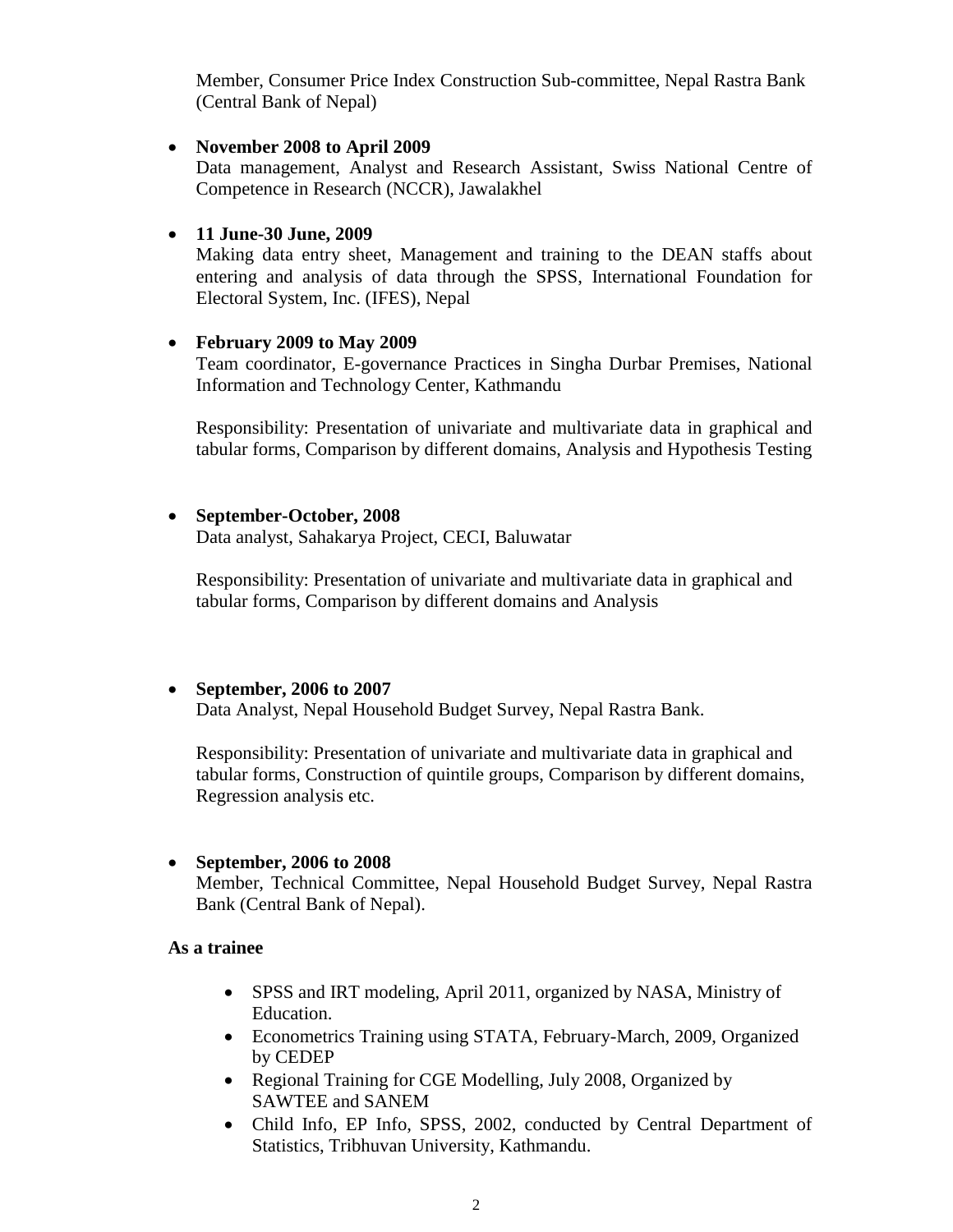Member, Consumer Price Index Construction Sub-committee, Nepal Rastra Bank (Central Bank of Nepal)

- **November 2008 to April 2009**
  Data management, Analyst and Research Assistant, Swiss National Centre of Competence in Research (NCCR), Jawalakhel

- **11 June-30 June, 2009**
  Making data entry sheet, Management and training to the DEAN staffs about entering and analysis of data through the SPSS, International Foundation for Electoral System, Inc. (IFES), Nepal

- **February 2009 to May 2009**
  Team coordinator, E-governance Practices in Singha Durbar Premises, National Information and Technology Center, Kathmandu

  Responsibility: Presentation of univariate and multivariate data in graphical and tabular forms, Comparison by different domains, Analysis and Hypothesis Testing

- **September-October, 2008**
  Data analyst, Sahakarya Project, CECI, Baluwatar

  Responsibility: Presentation of univariate and multivariate data in graphical and tabular forms, Comparison by different domains and Analysis

- **September, 2006 to 2007**
  Data Analyst, Nepal Household Budget Survey, Nepal Rastra Bank.

  Responsibility: Presentation of univariate and multivariate data in graphical and tabular forms, Construction of quintile groups, Comparison by different domains, Regression analysis etc.

- **September, 2006 to 2008**
  Member, Technical Committee, Nepal Household Budget Survey, Nepal Rastra Bank (Central Bank of Nepal).

**As a trainee**

- SPSS and IRT modeling, April 2011, organized by NASA, Ministry of Education.
- Econometrics Training using STATA, February-March, 2009, Organized by CEDEP
- Regional Training for CGE Modelling, July 2008, Organized by SAWTEE and SANEM
- Child Info, EP Info, SPSS, 2002, conducted by Central Department of Statistics, Tribhuvan University, Kathmandu.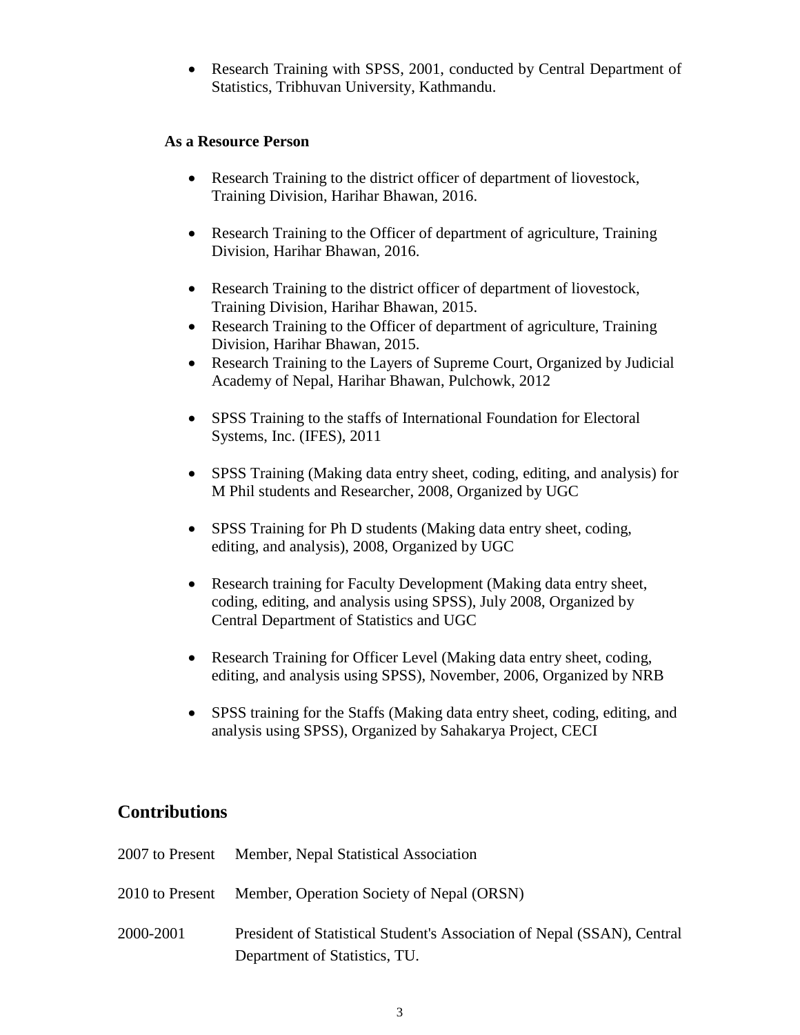- Research Training with SPSS, 2001, conducted by Central Department of Statistics, Tribhuvan University, Kathmandu.

**As a Resource Person**

- Research Training to the district officer of department of liovestock, Training Division, Harihar Bhawan, 2016.

- Research Training to the Officer of department of agriculture, Training Division, Harihar Bhawan, 2016.

- Research Training to the district officer of department of liovestock, Training Division, Harihar Bhawan, 2015.
- Research Training to the Officer of department of agriculture, Training Division, Harihar Bhawan, 2015.
- Research Training to the Layers of Supreme Court, Organized by Judicial Academy of Nepal, Harihar Bhawan, Pulchowk, 2012

- SPSS Training to the staffs of International Foundation for Electoral Systems, Inc. (IFES), 2011

- SPSS Training (Making data entry sheet, coding, editing, and analysis) for M Phil students and Researcher, 2008, Organized by UGC

- SPSS Training for Ph D students (Making data entry sheet, coding, editing, and analysis), 2008, Organized by UGC

- Research training for Faculty Development (Making data entry sheet, coding, editing, and analysis using SPSS), July 2008, Organized by Central Department of Statistics and UGC

- Research Training for Officer Level (Making data entry sheet, coding, editing, and analysis using SPSS), November, 2006, Organized by NRB

- SPSS training for the Staffs (Making data entry sheet, coding, editing, and analysis using SPSS), Organized by Sahakarya Project, CECI

## Contributions

| | |
|---|---|
| 2007 to Present | Member, Nepal Statistical Association |
| 2010 to Present | Member, Operation Society of Nepal (ORSN) |
| 2000-2001 | President of Statistical Student's Association of Nepal (SSAN), Central Department of Statistics, TU. |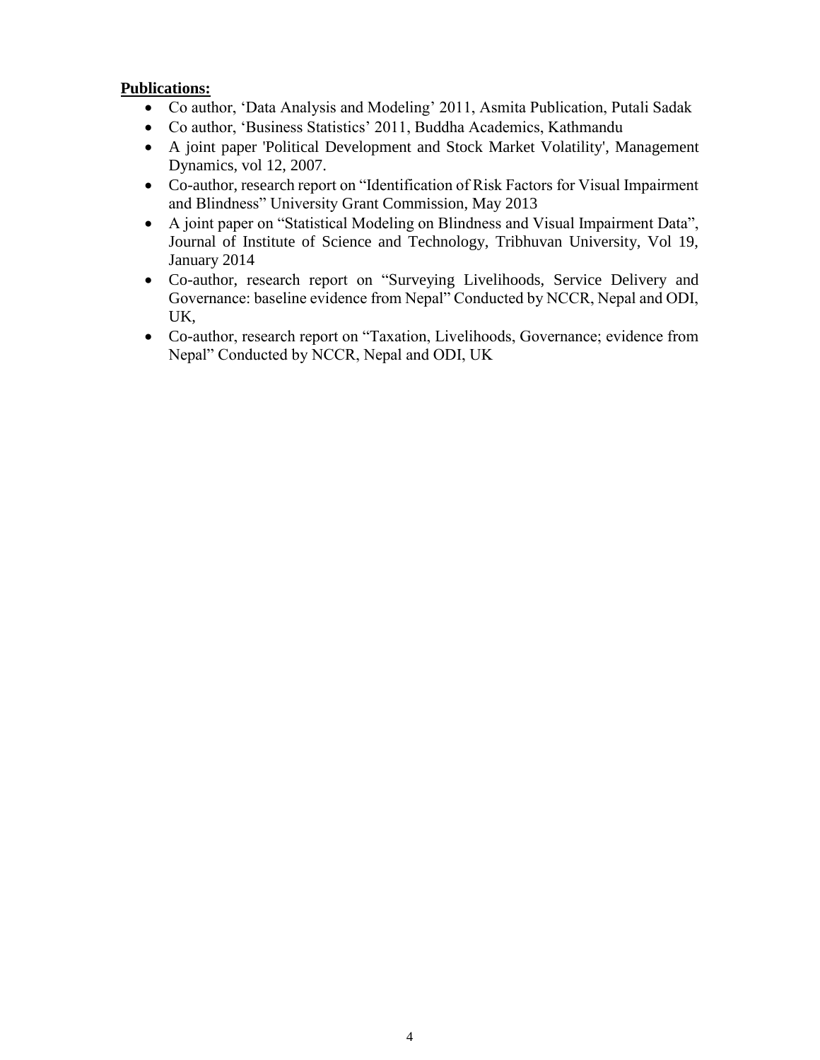**Publications:**

- Co author, 'Data Analysis and Modeling' 2011, Asmita Publication, Putali Sadak
- Co author, 'Business Statistics' 2011, Buddha Academics, Kathmandu
- A joint paper 'Political Development and Stock Market Volatility', Management Dynamics, vol 12, 2007.
- Co-author, research report on "Identification of Risk Factors for Visual Impairment and Blindness" University Grant Commission, May 2013
- A joint paper on "Statistical Modeling on Blindness and Visual Impairment Data", Journal of Institute of Science and Technology, Tribhuvan University, Vol 19, January 2014
- Co-author, research report on "Surveying Livelihoods, Service Delivery and Governance: baseline evidence from Nepal" Conducted by NCCR, Nepal and ODI, UK,
- Co-author, research report on "Taxation, Livelihoods, Governance; evidence from Nepal" Conducted by NCCR, Nepal and ODI, UK